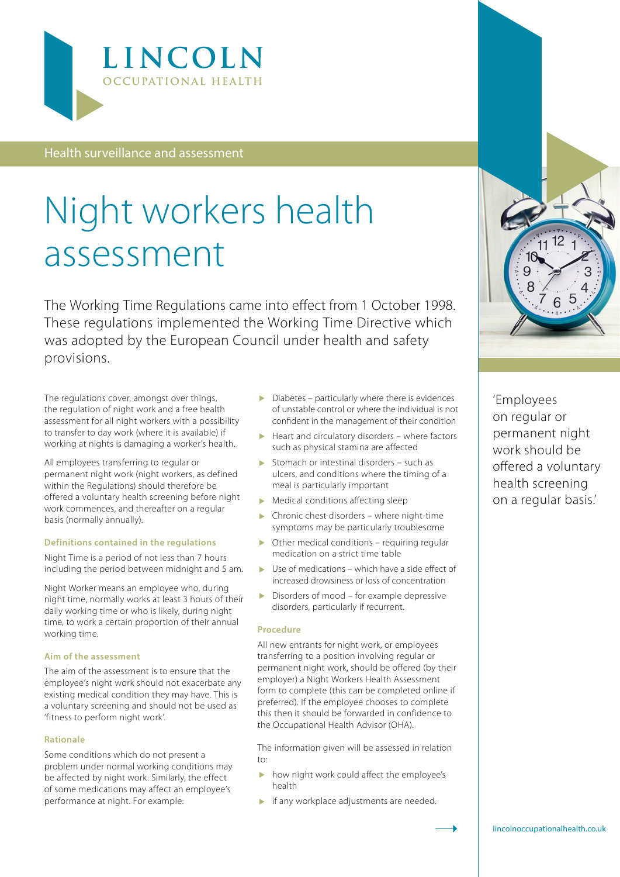# LINCOLN

OCCUPATIONAL HEALTH

Health surveillance and assessment

# Night workers health assessment

The Working Time Regulations came into effect from 1 October 1998. These regulations implemented the Working Time Directive which was adopted by the European Council under health and safety provisions.

The regulations cover, amongst over things, the regulation of night work and a free health assessment for all night workers with a possibility to transfer to day work (where it is available) if working at nights is damaging a worker's health.

All employees transferring to regular or permanent night work (night workers, as defined within the Regulations) should therefore be offered a voluntary health screening before night work commences, and thereafter on a regular basis (normally annually).

### Definitions contained in the regulations

Night Time is a period of not less than 7 hours including the period between midnight and 5 am.

Night Worker means an employee who, during night time, normally works at least 3 hours of their daily working time or who is likely, during night time, to work a certain proportion of their annual working time.

### Aim of the assessment

The aim of the assessment is to ensure that the employee's night work should not exacerbate any existing medical condition they may have. This is a voluntary screening and should not be used as 'fitness to perform night work'.

### Rationale

Some conditions which do not present a problem under normal working conditions may be affected by night work. Similarly, the effect of some medications may affect an employee's performance at night. For example:

- Diabetes – particularly where there is evidences of unstable control or where the individual is not confident in the management of their condition
- Heart and circulatory disorders – where factors such as physical stamina are affected
- Stomach or intestinal disorders – such as ulcers, and conditions where the timing of a meal is particularly important
- Medical conditions affecting sleep
- Chronic chest disorders – where night-time symptoms may be particularly troublesome
- Other medical conditions – requiring regular medication on a strict time table
- Use of medications – which have a side effect of increased drowsiness or loss of concentration
- Disorders of mood – for example depressive disorders, particularly if recurrent.

### Procedure

All new entrants for night work, or employees transferring to a position involving regular or permanent night work, should be offered (by their employer) a Night Workers Health Assessment form to complete (this can be completed online if preferred). If the employee chooses to complete this then it should be forwarded in confidence to the Occupational Health Advisor (OHA).

The information given will be assessed in relation to:

- how night work could affect the employee's health
- if any workplace adjustments are needed.

'Employees on regular or permanent night work should be offered a voluntary health screening on a regular basis.'

lincolnoccupationalhealth.co.uk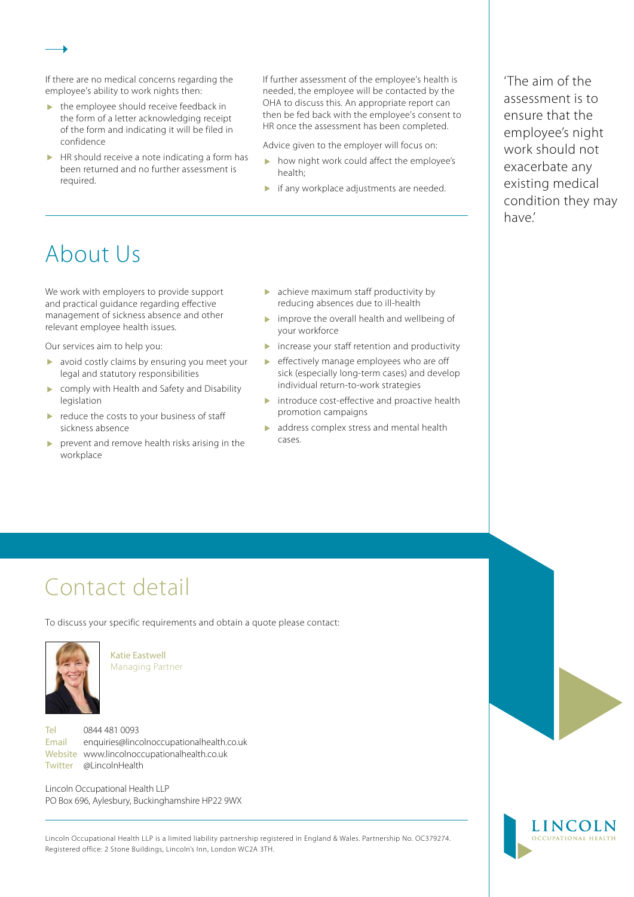If there are no medical concerns regarding the employee's ability to work nights then:

- the employee should receive feedback in the form of a letter acknowledging receipt of the form and indicating it will be filed in confidence
- HR should receive a note indicating a form has been returned and no further assessment is required.

If further assessment of the employee's health is needed, the employee will be contacted by the OHA to discuss this. An appropriate report can then be fed back with the employee's consent to HR once the assessment has been completed.

Advice given to the employer will focus on:

- how night work could affect the employee's health;
- if any workplace adjustments are needed.

'The aim of the assessment is to ensure that the employee's night work should not exacerbate any existing medical condition they may have.'

# About Us

We work with employers to provide support and practical guidance regarding effective management of sickness absence and other relevant employee health issues.

Our services aim to help you:

- avoid costly claims by ensuring you meet your legal and statutory responsibilities
- comply with Health and Safety and Disability legislation
- reduce the costs to your business of staff sickness absence
- prevent and remove health risks arising in the workplace
- achieve maximum staff productivity by reducing absences due to ill-health
- improve the overall health and wellbeing of your workforce
- increase your staff retention and productivity
- effectively manage employees who are off sick (especially long-term cases) and develop individual return-to-work strategies
- introduce cost-effective and proactive health promotion campaigns
- address complex stress and mental health cases.

# Contact detail

To discuss your specific requirements and obtain a quote please contact:

Katie Eastwell
Managing Partner

Tel 0844 481 0093
Email enquiries@lincolnoccupationalhealth.co.uk
Website www.lincolnoccupationalhealth.co.uk
Twitter @LincolnHealth

Lincoln Occupational Health LLP
PO Box 696, Aylesbury, Buckinghamshire HP22 9WX

Lincoln Occupational Health LLP is a limited liability partnership registered in England & Wales. Partnership No. OC379274. Registered office: 2 Stone Buildings, Lincoln's Inn, London WC2A 3TH.

LINCOLN OCCUPATIONAL HEALTH